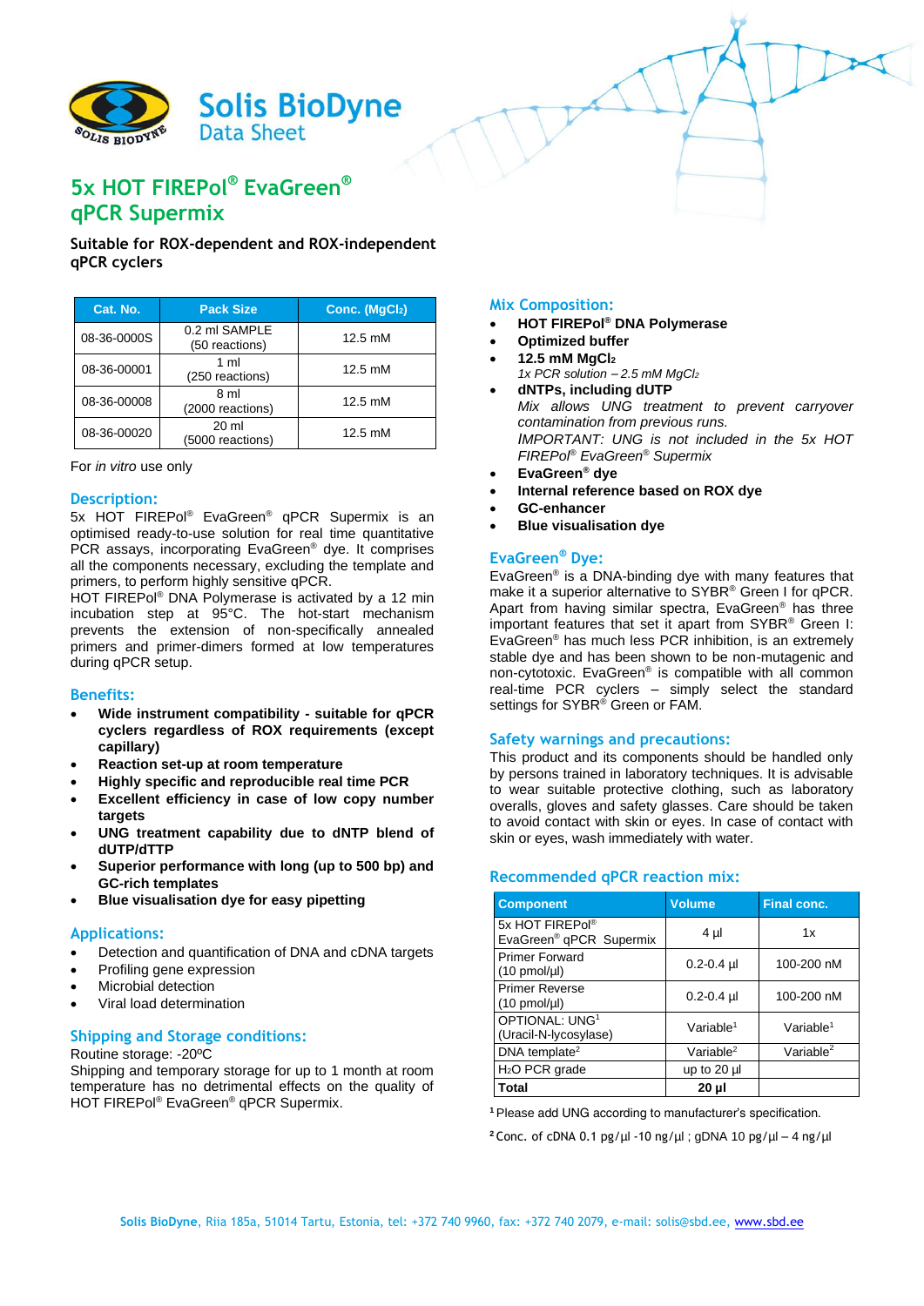# Solis BioDyne Data Sheet

# 5x HOT FIREPol® EvaGreen® qPCR Supermix

**Suitable for ROX-dependent and ROX-independent qPCR cyclers**

| Cat. No. | Pack Size | Conc. ($MgCl_2$) |
|---|---|---|
| 08-36-0000S | 0.2 ml SAMPLE (50 reactions) | 12.5 mM |
| 08-36-00001 | 1 ml (250 reactions) | 12.5 mM |
| 08-36-00008 | 8 ml (2000 reactions) | 12.5 mM |
| 08-36-00020 | 20 ml (5000 reactions) | 12.5 mM |

For *in vitro* use only

## Description:

5x HOT FIREPol® EvaGreen® qPCR Supermix is an optimised ready-to-use solution for real time quantitative PCR assays, incorporating EvaGreen® dye. It comprises all the components necessary, excluding the template and primers, to perform highly sensitive qPCR.
HOT FIREPol® DNA Polymerase is activated by a 12 min incubation step at 95°C. The hot-start mechanism prevents the extension of non-specifically annealed primers and primer-dimers formed at low temperatures during qPCR setup.

## Benefits:

- **Wide instrument compatibility - suitable for qPCR cyclers regardless of ROX requirements (except capillary)**
- **Reaction set-up at room temperature**
- **Highly specific and reproducible real time PCR**
- **Excellent efficiency in case of low copy number targets**
- **UNG treatment capability due to dNTP blend of dUTP/dTTP**
- **Superior performance with long (up to 500 bp) and GC-rich templates**
- **Blue visualisation dye for easy pipetting**

## Applications:

- Detection and quantification of DNA and cDNA targets
- Profiling gene expression
- Microbial detection
- Viral load determination

## Shipping and Storage conditions:

Routine storage: -20ºC
Shipping and temporary storage for up to 1 month at room temperature has no detrimental effects on the quality of HOT FIREPol® EvaGreen® qPCR Supermix.

## Mix Composition:

- **HOT FIREPol® DNA Polymerase**
- **Optimized buffer**
- **12.5 mM $MgCl_2$**
  *1x PCR solution – 2.5 mM $MgCl_2$*
- **dNTPs, including dUTP**
  *Mix allows UNG treatment to prevent carryover contamination from previous runs.*
  *IMPORTANT: UNG is not included in the 5x HOT FIREPol® EvaGreen® Supermix*
- **EvaGreen® dye**
- **Internal reference based on ROX dye**
- **GC-enhancer**
- **Blue visualisation dye**

## EvaGreen® Dye:

EvaGreen® is a DNA-binding dye with many features that make it a superior alternative to SYBR® Green I for qPCR. Apart from having similar spectra, EvaGreen® has three important features that set it apart from SYBR® Green I: EvaGreen® has much less PCR inhibition, is an extremely stable dye and has been shown to be non-mutagenic and non-cytotoxic. EvaGreen® is compatible with all common real-time PCR cyclers – simply select the standard settings for SYBR® Green or FAM.

## Safety warnings and precautions:

This product and its components should be handled only by persons trained in laboratory techniques. It is advisable to wear suitable protective clothing, such as laboratory overalls, gloves and safety glasses. Care should be taken to avoid contact with skin or eyes. In case of contact with skin or eyes, wash immediately with water.

## Recommended qPCR reaction mix:

| Component | Volume | Final conc. |
|---|---|---|
| 5x HOT FIREPol® EvaGreen® qPCR Supermix | 4 µl | 1x |
| Primer Forward (10 pmol/µl) | 0.2-0.4 µl | 100-200 nM |
| Primer Reverse (10 pmol/µl) | 0.2-0.4 µl | 100-200 nM |
| OPTIONAL: UNG[1] (Uracil-N-lycosylase) | Variable[1] | Variable[1] |
| DNA template[2] | Variable[2] | Variable[2] |
| $H_2O$ PCR grade | up to 20 µl | |
| **Total** | **20 µl** | |

[1] Please add UNG according to manufacturer's specification.

[2] Conc. of cDNA 0.1 pg/µl -10 ng/µl ; gDNA 10 pg/µl – 4 ng/µl

**Solis BioDyne**, Riia 185a, 51014 Tartu, Estonia, tel: +372 740 9960, fax: +372 740 2079, e-mail: solis@sbd.ee, www.sbd.ee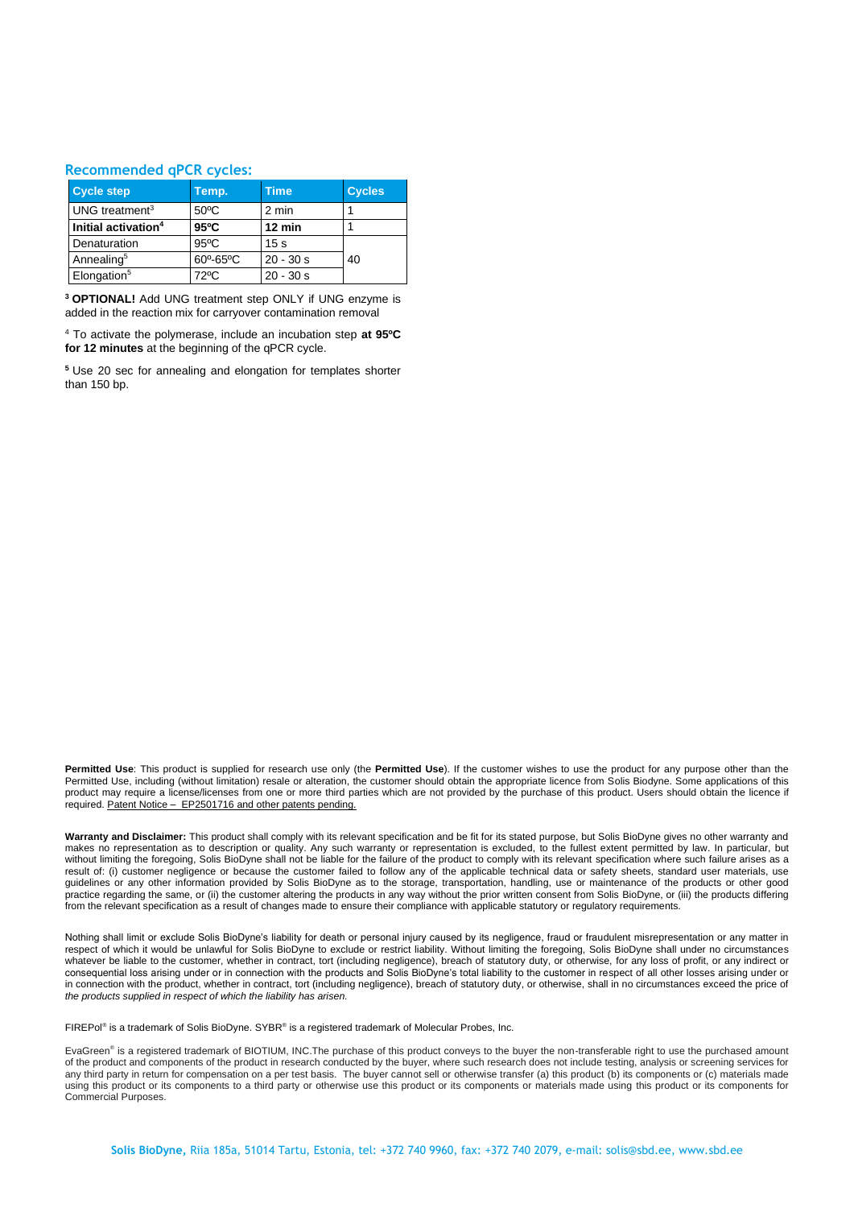## Recommended qPCR cycles:

| Cycle step | Temp. | Time | Cycles |
|---|---|---|---|
| UNG treatment[3] | 50ºC | 2 min | 1 |
| **Initial activation[4]** | **95ºC** | **12 min** | 1 |
| Denaturation | 95ºC | 15 s | 40 |
| Annealing[5] | 60º-65ºC | 20 - 30 s | |
| Elongation[5] | 72ºC | 20 - 30 s | |

[3] **OPTIONAL!** Add UNG treatment step ONLY if UNG enzyme is added in the reaction mix for carryover contamination removal

[4] To activate the polymerase, include an incubation step **at 95ºC for 12 minutes** at the beginning of the qPCR cycle.

[5] Use 20 sec for annealing and elongation for templates shorter than 150 bp.

**Permitted Use**: This product is supplied for research use only (the **Permitted Use**). If the customer wishes to use the product for any purpose other than the Permitted Use, including (without limitation) resale or alteration, the customer should obtain the appropriate licence from Solis Biodyne. Some applications of this product may require a license/licenses from one or more third parties which are not provided by the purchase of this product. Users should obtain the licence if required. Patent Notice – EP2501716 and other patents pending.

**Warranty and Disclaimer:** This product shall comply with its relevant specification and be fit for its stated purpose, but Solis BioDyne gives no other warranty and makes no representation as to description or quality. Any such warranty or representation is excluded, to the fullest extent permitted by law. In particular, but without limiting the foregoing, Solis BioDyne shall not be liable for the failure of the product to comply with its relevant specification where such failure arises as a result of: (i) customer negligence or because the customer failed to follow any of the applicable technical data or safety sheets, standard user materials, use guidelines or any other information provided by Solis BioDyne as to the storage, transportation, handling, use or maintenance of the products or other good practice regarding the same, or (ii) the customer altering the products in any way without the prior written consent from Solis BioDyne, or (iii) the products differing from the relevant specification as a result of changes made to ensure their compliance with applicable statutory or regulatory requirements.

Nothing shall limit or exclude Solis BioDyne's liability for death or personal injury caused by its negligence, fraud or fraudulent misrepresentation or any matter in respect of which it would be unlawful for Solis BioDyne to exclude or restrict liability. Without limiting the foregoing, Solis BioDyne shall under no circumstances whatever be liable to the customer, whether in contract, tort (including negligence), breach of statutory duty, or otherwise, for any loss of profit, or any indirect or consequential loss arising under or in connection with the products and Solis BioDyne's total liability to the customer in respect of all other losses arising under or in connection with the product, whether in contract, tort (including negligence), breach of statutory duty, or otherwise, shall in no circumstances exceed the price of *the products supplied in respect of which the liability has arisen.*

FIREPol® is a trademark of Solis BioDyne. SYBR® is a registered trademark of Molecular Probes, Inc.

EvaGreen® is a registered trademark of BIOTIUM, INC.The purchase of this product conveys to the buyer the non-transferable right to use the purchased amount of the product and components of the product in research conducted by the buyer, where such research does not include testing, analysis or screening services for any third party in return for compensation on a per test basis. The buyer cannot sell or otherwise transfer (a) this product (b) its components or (c) materials made using this product or its components to a third party or otherwise use this product or its components or materials made using this product or its components for Commercial Purposes.

**Solis BioDyne,** Riia 185a, 51014 Tartu, Estonia, tel: +372 740 9960, fax: +372 740 2079, e-mail: solis@sbd.ee, www.sbd.ee